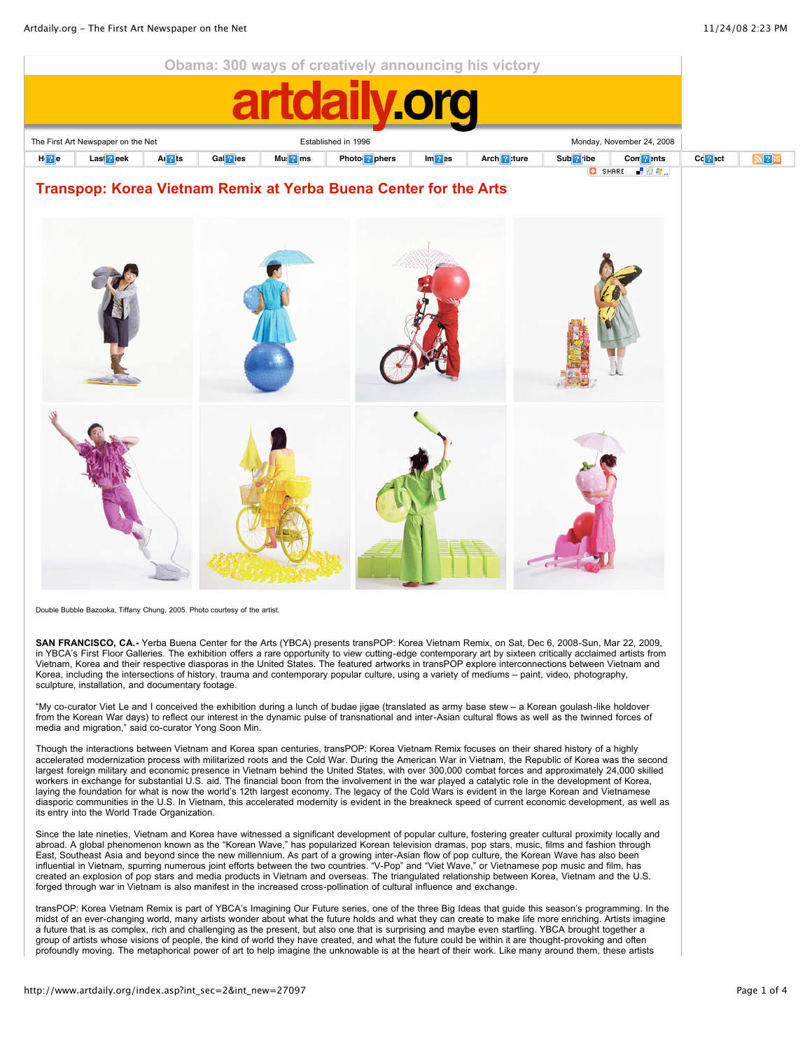Obama: 300 ways of creatively announcing his victory

# artdaily.org

The First Art Newspaper on the Net | Established in 1996 | Monday, November 24, 2008

Home | Last Week | Artists | Galleries | Museums | Photographers | Images | Architecture | Subscribe | Comments | Contact | RSS

## Transpop: Korea Vietnam Remix at Yerba Buena Center for the Arts

Double Bubble Bazooka, Tiffany Chung, 2005. Photo courtesy of the artist.

**SAN FRANCISCO, CA.-** Yerba Buena Center for the Arts (YBCA) presents transPOP: Korea Vietnam Remix, on Sat, Dec 6, 2008-Sun, Mar 22, 2009, in YBCA's First Floor Galleries. The exhibition offers a rare opportunity to view cutting-edge contemporary art by sixteen critically acclaimed artists from Vietnam, Korea and their respective diasporas in the United States. The featured artworks in transPOP explore interconnections between Vietnam and Korea, including the intersections of history, trauma and contemporary popular culture, using a variety of mediums – paint, video, photography, sculpture, installation, and documentary footage.

"My co-curator Viet Le and I conceived the exhibition during a lunch of budae jigae (translated as army base stew – a Korean goulash-like holdover from the Korean War days) to reflect our interest in the dynamic pulse of transnational and inter-Asian cultural flows as well as the twinned forces of media and migration," said co-curator Yong Soon Min.

Though the interactions between Vietnam and Korea span centuries, transPOP: Korea Vietnam Remix focuses on their shared history of a highly accelerated modernization process with militarized roots and the Cold War. During the American War in Vietnam, the Republic of Korea was the second largest foreign military and economic presence in Vietnam behind the United States, with over 300,000 combat forces and approximately 24,000 skilled workers in exchange for substantial U.S. aid. The financial boon from the involvement in the war played a catalytic role in the development of Korea, laying the foundation for what is now the world's 12th largest economy. The legacy of the Cold Wars is evident in the large Korean and Vietnamese diasporic communities in the U.S. In Vietnam, this accelerated modernity is evident in the breakneck speed of current economic development, as well as its entry into the World Trade Organization.

Since the late nineties, Vietnam and Korea have witnessed a significant development of popular culture, fostering greater cultural proximity locally and abroad. A global phenomenon known as the "Korean Wave," has popularized Korean television dramas, pop stars, music, films and fashion through East, Southeast Asia and beyond since the new millennium. As part of a growing inter-Asian flow of pop culture, the Korean Wave has also been influential in Vietnam, spurring numerous joint efforts between the two countries. "V-Pop" and "Viet Wave," or Vietnamese pop music and film, has created an explosion of pop stars and media products in Vietnam and overseas. The triangulated relationship between Korea, Vietnam and the U.S. forged through war in Vietnam is also manifest in the increased cross-pollination of cultural influence and exchange.

transPOP: Korea Vietnam Remix is part of YBCA's Imagining Our Future series, one of the three Big Ideas that guide this season's programming. In the midst of an ever-changing world, many artists wonder about what the future holds and what they can create to make life more enriching. Artists imagine a future that is as complex, rich and challenging as the present, but also one that is surprising and maybe even startling. YBCA brought together a group of artists whose visions of people, the kind of world they have created, and what the future could be within it are thought-provoking and often profoundly moving. The metaphorical power of art to help imagine the unknowable is at the heart of their work. Like many around them, these artists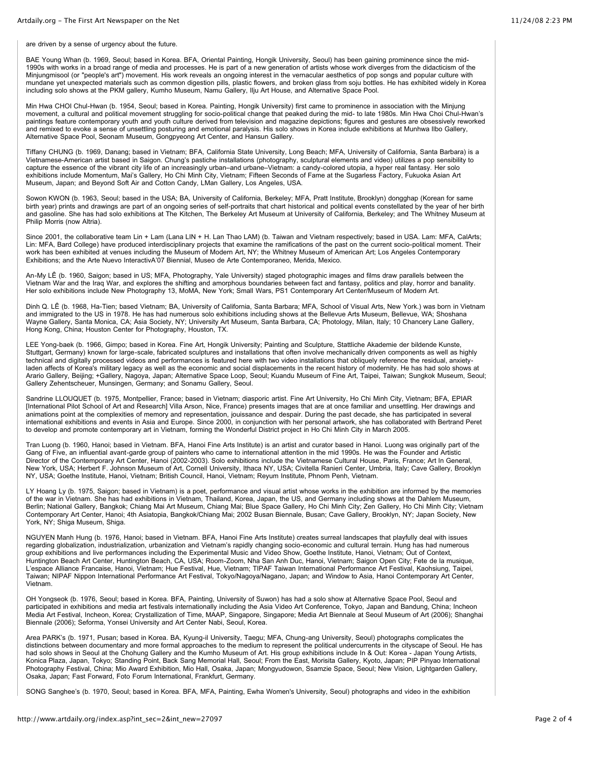are driven by a sense of urgency about the future.

BAE Young Whan (b. 1969, Seoul; based in Korea. BFA, Oriental Painting, Hongik University, Seoul) has been gaining prominence since the mid-1990s with works in a broad range of media and processes. He is part of a new generation of artists whose work diverges from the didacticism of the Minjungmisool (or "people's art") movement. His work reveals an ongoing interest in the vernacular aesthetics of pop songs and popular culture with mundane yet unexpected materials such as common digestion pills, plastic flowers, and broken glass from soju bottles. He has exhibited widely in Korea including solo shows at the PKM gallery, Kumho Museum, Namu Gallery, Ilju Art House, and Alternative Space Pool.

Min Hwa CHOI Chul-Hwan (b. 1954, Seoul; based in Korea. Painting, Hongik University) first came to prominence in association with the Minjung movement, a cultural and political movement struggling for socio-political change that peaked during the mid- to late 1980s. Min Hwa Choi Chul-Hwan's paintings feature contemporary youth and youth culture derived from television and magazine depictions; figures and gestures are obsessively reworked and remixed to evoke a sense of unsettling posturing and emotional paralysis. His solo shows in Korea include exhibitions at Munhwa Ilbo Gallery, Alternative Space Pool, Seonam Museum, Gongpyeong Art Center, and Hansun Gallery.

Tiffany CHUNG (b. 1969, Danang; based in Vietnam; BFA, California State University, Long Beach; MFA, University of California, Santa Barbara) is a Vietnamese-American artist based in Saigon. Chung's pastiche installations (photography, sculptural elements and video) utilizes a pop sensibility to capture the essence of the vibrant city life of an increasingly urban–and urbane–Vietnam: a candy-colored utopia, a hyper real fantasy. Her solo exhibitions include Momentum, Mai's Gallery, Ho Chi Minh City, Vietnam; Fifteen Seconds of Fame at the Sugarless Factory, Fukuoka Asian Art Museum, Japan; and Beyond Soft Air and Cotton Candy, LMan Gallery, Los Angeles, USA.

Sowon KWON (b. 1963, Seoul; based in the USA; BA, University of California, Berkeley; MFA, Pratt Institute, Brooklyn) dongghap (Korean for same birth year) prints and drawings are part of an ongoing series of self-portraits that chart historical and political events constellated by the year of her birth and gasoline. She has had solo exhibitions at The Kitchen, The Berkeley Art Museum at University of California, Berkeley; and The Whitney Museum at Philip Morris (now Altria).

Since 2001, the collaborative team Lin + Lam (Lana LIN + H. Lan Thao LAM) (b. Taiwan and Vietnam respectively; based in USA. Lam: MFA, CalArts; Lin: MFA, Bard College) have produced interdisciplinary projects that examine the ramifications of the past on the current socio-political moment. Their work has been exhibited at venues including the Museum of Modern Art, NY; the Whitney Museum of American Art; Los Angeles Contemporary Exhibitions; and the Arte Nuevo InteractivA'07 Biennial, Museo de Arte Contemporaneo, Merida, Mexico.

An-My LÊ (b. 1960, Saigon; based in US; MFA, Photography, Yale University) staged photographic images and films draw parallels between the Vietnam War and the Iraq War, and explores the shifting and amorphous boundaries between fact and fantasy, politics and play, horror and banality. Her solo exhibitions include New Photography 13, MoMA, New York; Small Wars, PS1 Contemporary Art Center/Museum of Modern Art.

Dinh Q. LÊ (b. 1968, Ha-Tien; based Vietnam; BA, University of California, Santa Barbara; MFA, School of Visual Arts, New York.) was born in Vietnam and immigrated to the US in 1978. He has had numerous solo exhibitions including shows at the Bellevue Arts Museum, Bellevue, WA; Shoshana Wayne Gallery, Santa Monica, CA; Asia Society, NY; University Art Museum, Santa Barbara, CA; Photology, Milan, Italy; 10 Chancery Lane Gallery, Hong Kong, China; Houston Center for Photography, Houston, TX.

LEE Yong-baek (b. 1966, Gimpo; based in Korea. Fine Art, Hongik University; Painting and Sculpture, Stattliche Akademie der bildende Kunste, Stuttgart, Germany) known for large-scale, fabricated sculptures and installations that often involve mechanically driven components as well as highly technical and digitally processed videos and performances is featured here with two video installations that obliquely reference the residual, anxiety-laden affects of Korea's military legacy as well as the economic and social displacements in the recent history of modernity. He has had solo shows at Arario Gallery, Beijing; +Gallery, Nagoya, Japan; Alternative Space Loop, Seoul; Kuandu Museum of Fine Art, Taipei, Taiwan; Sungkok Museum, Seoul; Gallery Zehentscheuer, Munsingen, Germany; and Sonamu Gallery, Seoul.

Sandrine LLOUQUET (b. 1975, Montpellier, France; based in Vietnam; diasporic artist. Fine Art University, Ho Chi Minh City, Vietnam; BFA, EPIAR [International Pilot School of Art and Research] Villa Arson, Nice, France) presents images that are at once familiar and unsettling. Her drawings and animations point at the complexities of memory and representation, jouissance and despair. During the past decade, she has participated in several international exhibitions and events in Asia and Europe. Since 2000, in conjunction with her personal artwork, she has collaborated with Bertrand Peret to develop and promote contemporary art in Vietnam, forming the Wonderful District project in Ho Chi Minh City in March 2005.

Tran Luong (b. 1960, Hanoi; based in Vietnam. BFA, Hanoi Fine Arts Institute) is an artist and curator based in Hanoi. Luong was originally part of the Gang of Five, an influential avant-garde group of painters who came to international attention in the mid 1990s. He was the Founder and Artistic Director of the Contemporary Art Center, Hanoi (2002-2003). Solo exhibitions include the Vietnamese Cultural House, Paris, France; Art In General, New York, USA; Herbert F. Johnson Museum of Art, Cornell University, Ithaca NY, USA; Civitella Ranieri Center, Umbria, Italy; Cave Gallery, Brooklyn NY, USA; Goethe Institute, Hanoi, Vietnam; British Council, Hanoi, Vietnam; Reyum Institute, Phnom Penh, Vietnam.

LY Hoang Ly (b. 1975, Saigon; based in Vietnam) is a poet, performance and visual artist whose works in the exhibition are informed by the memories of the war in Vietnam. She has had exhibitions in Vietnam, Thailand, Korea, Japan, the US, and Germany including shows at the Dahlem Museum, Berlin; National Gallery, Bangkok; Chiang Mai Art Museum, Chiang Mai; Blue Space Gallery, Ho Chi Minh City; Zen Gallery, Ho Chi Minh City; Vietnam Contemporary Art Center, Hanoi; 4th Asiatopia, Bangkok/Chiang Mai; 2002 Busan Biennale, Busan; Cave Gallery, Brooklyn, NY; Japan Society, New York, NY; Shiga Museum, Shiga.

NGUYEN Manh Hung (b. 1976, Hanoi; based in Vietnam. BFA, Hanoi Fine Arts Institute) creates surreal landscapes that playfully deal with issues regarding globalization, industrialization, urbanization and Vietnam's rapidly changing socio-economic and cultural terrain. Hung has had numerous group exhibitions and live performances including the Experimental Music and Video Show, Goethe Institute, Hanoi, Vietnam; Out of Context, Huntington Beach Art Center, Huntington Beach, CA, USA; Room-Zoom, Nha San Anh Duc, Hanoi, Vietnam; Saigon Open City; Fete de la musique, L'espace Alliance Francaise, Hanoi, Vietnam; Hue Festival, Hue, Vietnam; TIPAF Taiwan International Performance Art Festival, Kaohsiung, Taipei, Taiwan; NIPAF Nippon International Performance Art Festival, Tokyo/Nagoya/Nagano, Japan; and Window to Asia, Hanoi Contemporary Art Center, Vietnam.

OH Yongseok (b. 1976, Seoul; based in Korea. BFA, Painting, University of Suwon) has had a solo show at Alternative Space Pool, Seoul and participated in exhibitions and media art festivals internationally including the Asia Video Art Conference, Tokyo, Japan and Bandung, China; Incheon Media Art Festival, Incheon, Korea; Crystallization of Time, MAAP, Singapore, Singapore; Media Art Biennale at Seoul Museum of Art (2006); Shanghai Biennale (2006); Seforma, Yonsei University and Art Center Nabi, Seoul, Korea.

Area PARK's (b. 1971, Pusan; based in Korea. BA, Kyung-il University, Taegu; MFA, Chung-ang University, Seoul) photographs complicates the distinctions between documentary and more formal approaches to the medium to represent the political undercurrents in the cityscape of Seoul. He has had solo shows in Seoul at the Chohung Gallery and the Kumho Museum of Art. His group exhibitions include In & Out: Korea - Japan Young Artists, Konica Plaza, Japan, Tokyo; Standing Point, Back Sang Memorial Hall, Seoul; From the East, Morisita Gallery, Kyoto, Japan; PIP Pinyao International Photography Festival, China; Mio Award Exhibition, Mio Hall, Osaka, Japan; Mongyudowon, Ssamzie Space, Seoul; New Vision, Lightgarden Gallery, Osaka, Japan; Fast Forward, Foto Forum International, Frankfurt, Germany.

SONG Sanghee's (b. 1970, Seoul; based in Korea. BFA, MFA, Painting, Ewha Women's University, Seoul) photographs and video in the exhibition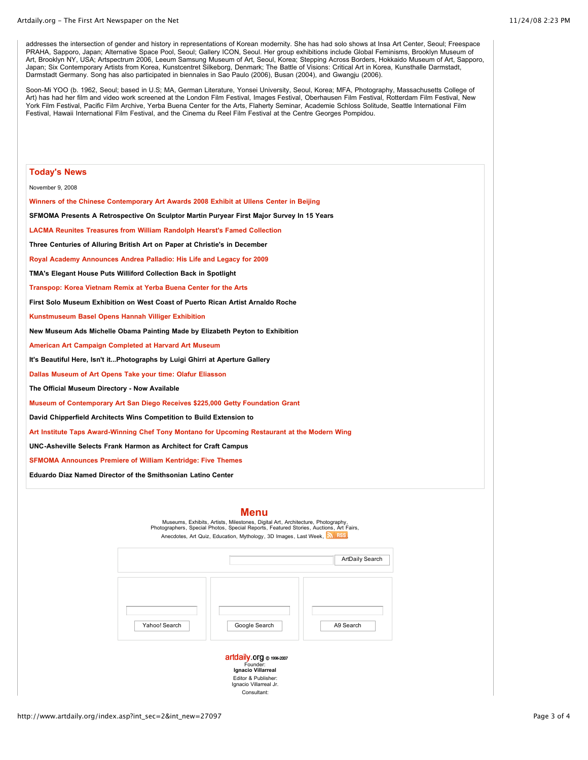addresses the intersection of gender and history in representations of Korean modernity. She has had solo shows at Insa Art Center, Seoul; Freespace PRAHA, Sapporo, Japan; Alternative Space Pool, Seoul; Gallery ICON, Seoul. Her group exhibitions include Global Feminisms, Brooklyn Museum of Art, Brooklyn NY, USA; Artspectrum 2006, Leeum Samsung Museum of Art, Seoul, Korea; Stepping Across Borders, Hokkaido Museum of Art, Sapporo, Japan; Six Contemporary Artists from Korea, Kunstcentret Silkeborg, Denmark; The Battle of Visions: Critical Art in Korea, Kunsthalle Darmstadt, Darmstadt Germany. Song has also participated in biennales in Sao Paulo (2006), Busan (2004), and Gwangju (2006).

Soon-Mi YOO (b. 1962, Seoul; based in U.S; MA, German Literature, Yonsei University, Seoul, Korea; MFA, Photography, Massachusetts College of Art) has had her film and video work screened at the London Film Festival, Images Festival, Oberhausen Film Festival, Rotterdam Film Festival, New York Film Festival, Pacific Film Archive, Yerba Buena Center for the Arts, Flaherty Seminar, Academie Schloss Solitude, Seattle International Film Festival, Hawaii International Film Festival, and the Cinema du Reel Film Festival at the Centre Georges Pompidou.

## Today's News

November 9, 2008

**Winners of the Chinese Contemporary Art Awards 2008 Exhibit at Ullens Center in Beijing**

**SFMOMA Presents A Retrospective On Sculptor Martin Puryear First Major Survey In 15 Years**

**LACMA Reunites Treasures from William Randolph Hearst's Famed Collection**

**Three Centuries of Alluring British Art on Paper at Christie's in December**

**Royal Academy Announces Andrea Palladio: His Life and Legacy for 2009**

**TMA's Elegant House Puts Williford Collection Back in Spotlight**

**Transpop: Korea Vietnam Remix at Yerba Buena Center for the Arts**

**First Solo Museum Exhibition on West Coast of Puerto Rican Artist Arnaldo Roche**

**Kunstmuseum Basel Opens Hannah Villiger Exhibition**

**New Museum Ads Michelle Obama Painting Made by Elizabeth Peyton to Exhibition**

**American Art Campaign Completed at Harvard Art Museum**

**It's Beautiful Here, Isn't it...Photographs by Luigi Ghirri at Aperture Gallery**

**Dallas Museum of Art Opens Take your time: Olafur Eliasson**

**The Official Museum Directory - Now Available**

**Museum of Contemporary Art San Diego Receives $225,000 Getty Foundation Grant**

**David Chipperfield Architects Wins Competition to Build Extension to**

**Art Institute Taps Award-Winning Chef Tony Montano for Upcoming Restaurant at the Modern Wing**

**UNC-Asheville Selects Frank Harmon as Architect for Craft Campus**

**SFMOMA Announces Premiere of William Kentridge: Five Themes**

**Eduardo Díaz Named Director of the Smithsonian Latino Center**

## Menu

Museums, Exhibits, Artists, Milestones, Digital Art, Architecture, Photography, Photographers, Special Photos, Special Reports, Featured Stories, Auctions, Art Fairs, Anecdotes, Art Quiz, Education, Mythology, 3D Images, Last Week, RSS.

ArtDaily Search

Yahoo! Search | Google Search | A9 Search

artdaily.org © 1996-2007

Founder:
**Ignacio Villarreal**

Editor & Publisher:
Ignacio Villarreal Jr.

Consultant: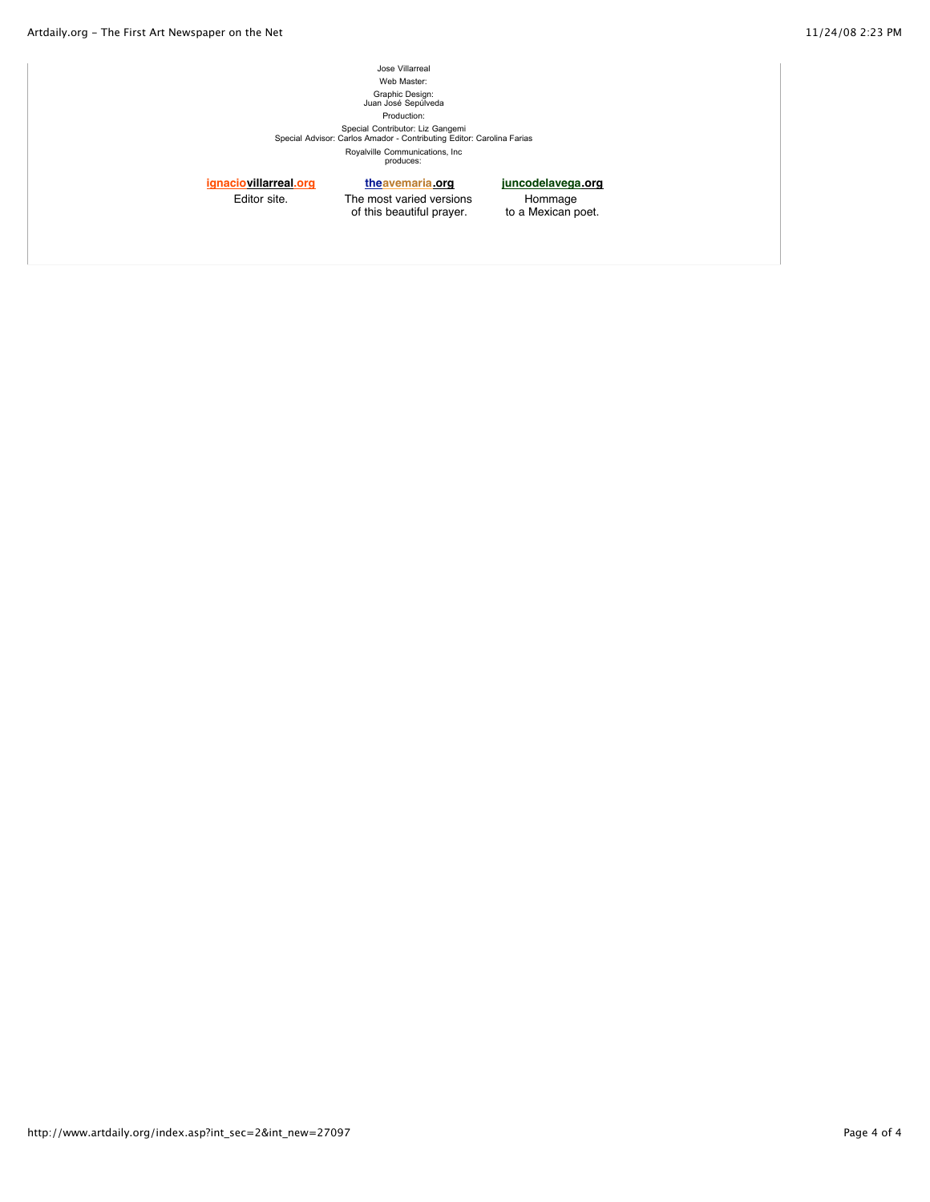Jose Villarreal

Web Master:

Graphic Design:
Juan José Sepúlveda

Production:

Special Contributor: Liz Gangemi
Special Advisor: Carlos Amador - Contributing Editor: Carolina Farias

Royalville Communications, Inc
produces:

| | | |
|---|---|---|
| **ignaciovillarreal.org** | **theavemaria.org** | **juncodelavega.org** |
| Editor site. | The most varied versions of this beautiful prayer. | Hommage to a Mexican poet. |